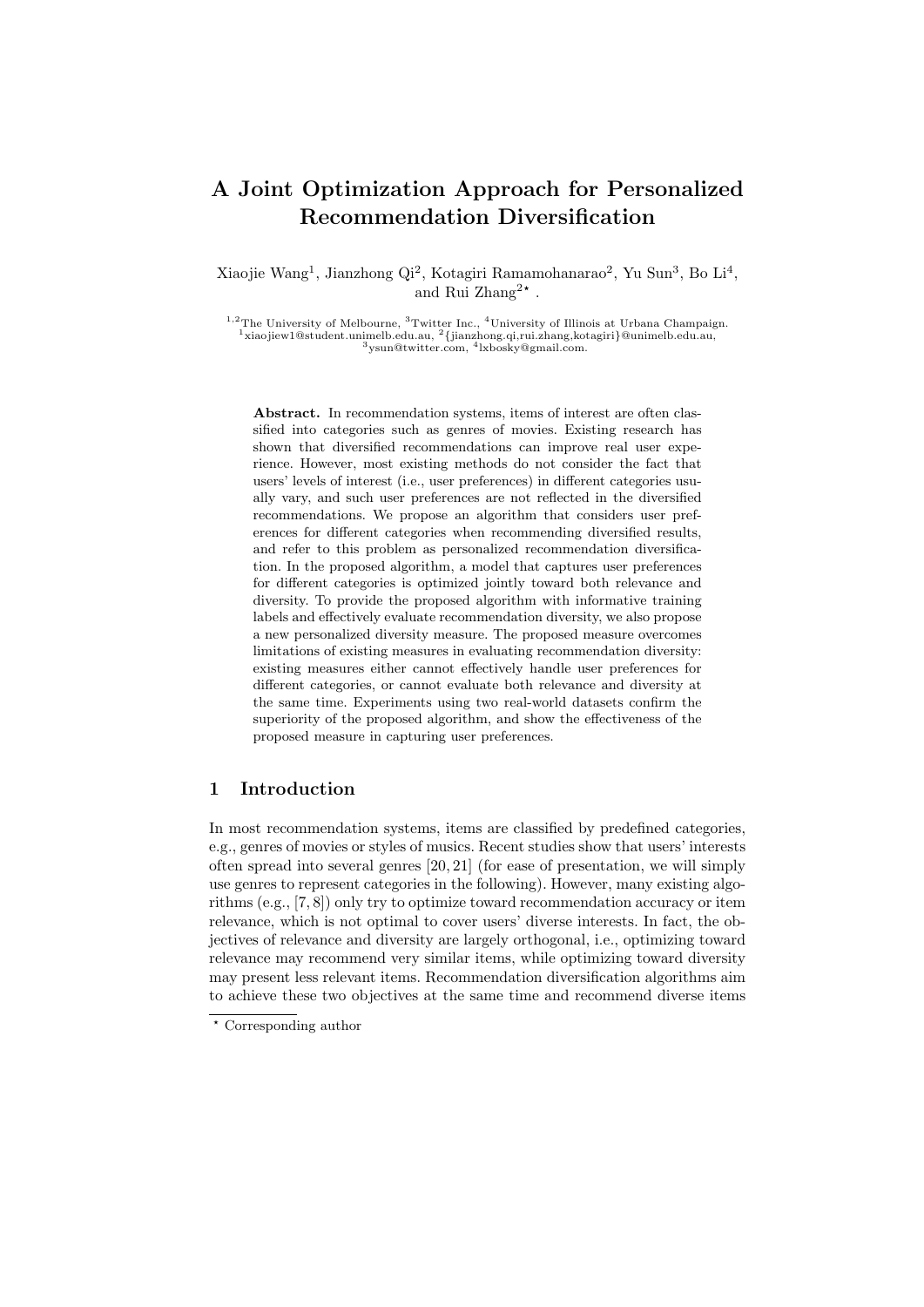# A Joint Optimization Approach for Personalized Recommendation Diversification

Xiaojie Wang[1], Jianzhong Qi[2], Kotagiri Ramamohanarao[2], Yu Sun[3], Bo Li[4], and Rui Zhang[2⋆] .

[1,2]The University of Melbourne, [3]Twitter Inc., [4]University of Illinois at Urbana Champaign.
[1]xiaojiew1@student.unimelb.edu.au, [2]{jianzhong.qi,rui.zhang,kotagiri}@unimelb.edu.au,
[3]ysun@twitter.com, [4]lxbosky@gmail.com.

**Abstract.** In recommendation systems, items of interest are often classified into categories such as genres of movies. Existing research has shown that diversified recommendations can improve real user experience. However, most existing methods do not consider the fact that users' levels of interest (i.e., user preferences) in different categories usually vary, and such user preferences are not reflected in the diversified recommendations. We propose an algorithm that considers user preferences for different categories when recommending diversified results, and refer to this problem as personalized recommendation diversification. In the proposed algorithm, a model that captures user preferences for different categories is optimized jointly toward both relevance and diversity. To provide the proposed algorithm with informative training labels and effectively evaluate recommendation diversity, we also propose a new personalized diversity measure. The proposed measure overcomes limitations of existing measures in evaluating recommendation diversity: existing measures either cannot effectively handle user preferences for different categories, or cannot evaluate both relevance and diversity at the same time. Experiments using two real-world datasets confirm the superiority of the proposed algorithm, and show the effectiveness of the proposed measure in capturing user preferences.

## 1 Introduction

In most recommendation systems, items are classified by predefined categories, e.g., genres of movies or styles of musics. Recent studies show that users' interests often spread into several genres [20, 21] (for ease of presentation, we will simply use genres to represent categories in the following). However, many existing algorithms (e.g., [7, 8]) only try to optimize toward recommendation accuracy or item relevance, which is not optimal to cover users' diverse interests. In fact, the objectives of relevance and diversity are largely orthogonal, i.e., optimizing toward relevance may recommend very similar items, while optimizing toward diversity may present less relevant items. Recommendation diversification algorithms aim to achieve these two objectives at the same time and recommend diverse items

⋆ Corresponding author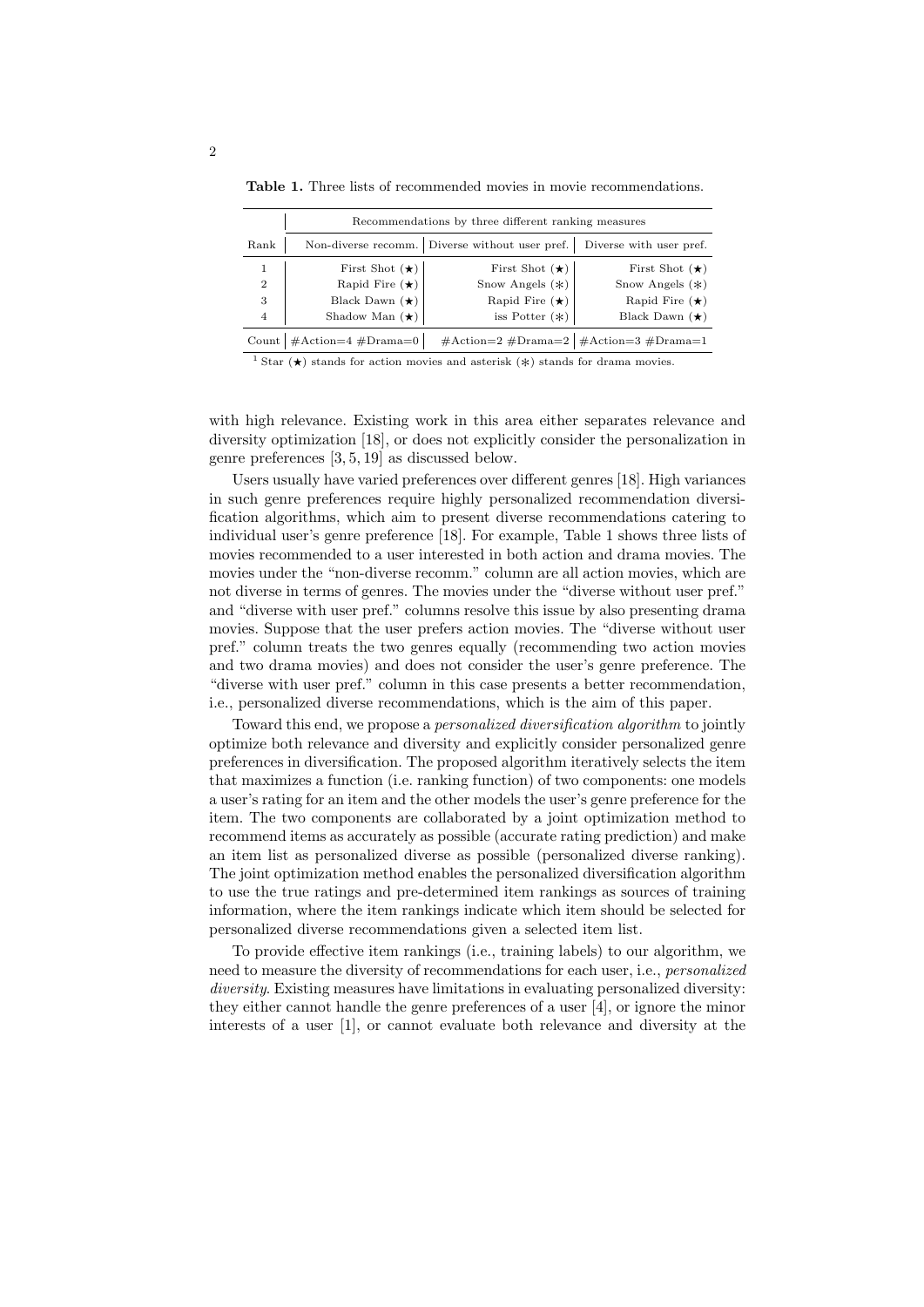**Table 1.** Three lists of recommended movies in movie recommendations.

| | Recommendations by three different ranking measures | | |
|---|---|---|---|
| Rank | Non-diverse recomm. | Diverse without user pref. | Diverse with user pref. |
| 1 | First Shot (★) | First Shot (★) | First Shot (★) |
| 2 | Rapid Fire (★) | Snow Angels (∗) | Snow Angels (∗) |
| 3 | Black Dawn (★) | Rapid Fire (★) | Rapid Fire (★) |
| 4 | Shadow Man (★) | iss Potter (∗) | Black Dawn (★) |
| Count | #Action=4 #Drama=0 | #Action=2 #Drama=2 | #Action=3 #Drama=1 |

[1] Star (★) stands for action movies and asterisk (∗) stands for drama movies.

with high relevance. Existing work in this area either separates relevance and diversity optimization [18], or does not explicitly consider the personalization in genre preferences [3, 5, 19] as discussed below.

Users usually have varied preferences over different genres [18]. High variances in such genre preferences require highly personalized recommendation diversification algorithms, which aim to present diverse recommendations catering to individual user's genre preference [18]. For example, Table 1 shows three lists of movies recommended to a user interested in both action and drama movies. The movies under the "non-diverse recomm." column are all action movies, which are not diverse in terms of genres. The movies under the "diverse without user pref." and "diverse with user pref." columns resolve this issue by also presenting drama movies. Suppose that the user prefers action movies. The "diverse without user pref." column treats the two genres equally (recommending two action movies and two drama movies) and does not consider the user's genre preference. The "diverse with user pref." column in this case presents a better recommendation, i.e., personalized diverse recommendations, which is the aim of this paper.

Toward this end, we propose a *personalized diversification algorithm* to jointly optimize both relevance and diversity and explicitly consider personalized genre preferences in diversification. The proposed algorithm iteratively selects the item that maximizes a function (i.e. ranking function) of two components: one models a user's rating for an item and the other models the user's genre preference for the item. The two components are collaborated by a joint optimization method to recommend items as accurately as possible (accurate rating prediction) and make an item list as personalized diverse as possible (personalized diverse ranking). The joint optimization method enables the personalized diversification algorithm to use the true ratings and pre-determined item rankings as sources of training information, where the item rankings indicate which item should be selected for personalized diverse recommendations given a selected item list.

To provide effective item rankings (i.e., training labels) to our algorithm, we need to measure the diversity of recommendations for each user, i.e., *personalized diversity*. Existing measures have limitations in evaluating personalized diversity: they either cannot handle the genre preferences of a user [4], or ignore the minor interests of a user [1], or cannot evaluate both relevance and diversity at the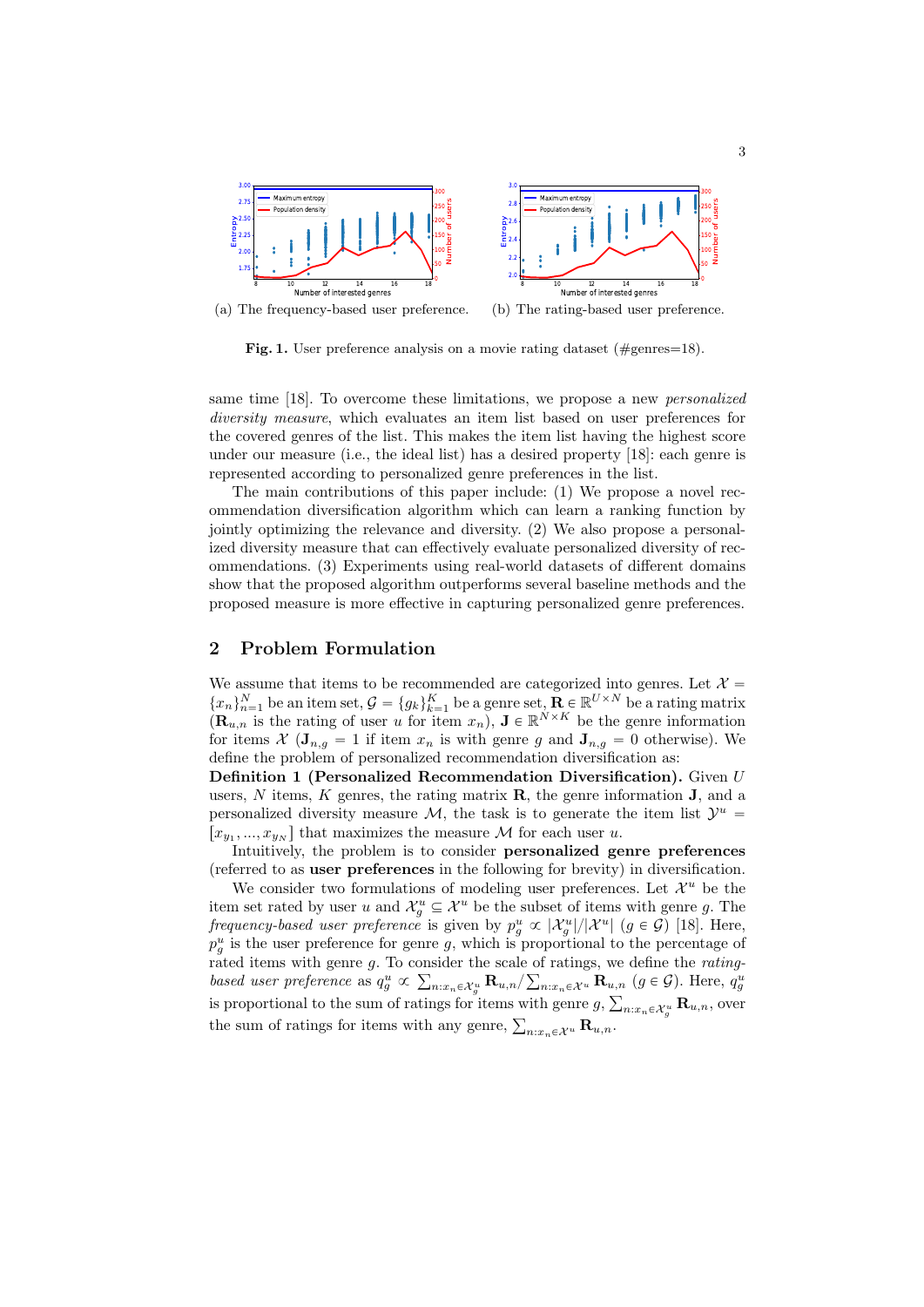(a) The frequency-based user preference. (b) The rating-based user preference.

**Fig. 1.** User preference analysis on a movie rating dataset (#genres=18).

same time [18]. To overcome these limitations, we propose a new *personalized diversity measure*, which evaluates an item list based on user preferences for the covered genres of the list. This makes the item list having the highest score under our measure (i.e., the ideal list) has a desired property [18]: each genre is represented according to personalized genre preferences in the list.

The main contributions of this paper include: (1) We propose a novel recommendation diversification algorithm which can learn a ranking function by jointly optimizing the relevance and diversity. (2) We also propose a personalized diversity measure that can effectively evaluate personalized diversity of recommendations. (3) Experiments using real-world datasets of different domains show that the proposed algorithm outperforms several baseline methods and the proposed measure is more effective in capturing personalized genre preferences.

## 2 Problem Formulation

We assume that items to be recommended are categorized into genres. Let $\mathcal{X} = \{x_n\}_{n=1}^{N}$ be an item set, $\mathcal{G} = \{g_k\}_{k=1}^{K}$ be a genre set, $\mathbf{R} \in \mathbb{R}^{U \times N}$ be a rating matrix ($\mathbf{R}_{u,n}$ is the rating of user $u$ for item $x_n$), $\mathbf{J} \in \mathbb{R}^{N \times K}$ be the genre information for items $\mathcal{X}$ ($\mathbf{J}_{n,g} = 1$ if item $x_n$ is with genre $g$ and $\mathbf{J}_{n,g} = 0$ otherwise). We define the problem of personalized recommendation diversification as:

**Definition 1 (Personalized Recommendation Diversification).** Given $U$ users, $N$ items, $K$ genres, the rating matrix $\mathbf{R}$, the genre information $\mathbf{J}$, and a personalized diversity measure $\mathcal{M}$, the task is to generate the item list $\mathcal{Y}^u = [x_{y_1}, ..., x_{y_N}]$ that maximizes the measure $\mathcal{M}$ for each user $u$.

Intuitively, the problem is to consider **personalized genre preferences** (referred to as **user preferences** in the following for brevity) in diversification.

We consider two formulations of modeling user preferences. Let $\mathcal{X}^u$ be the item set rated by user $u$ and $\mathcal{X}^u_g \subseteq \mathcal{X}^u$ be the subset of items with genre $g$. The *frequency-based user preference* is given by $p^u_g \propto |\mathcal{X}^u_g|/|\mathcal{X}^u|$ $(g \in \mathcal{G})$ [18]. Here, $p^u_g$ is the user preference for genre $g$, which is proportional to the percentage of rated items with genre $g$. To consider the scale of ratings, we define the *rating-based user preference* as $q^u_g \propto \sum_{n:x_n \in \mathcal{X}^u_g} \mathbf{R}_{u,n} / \sum_{n:x_n \in \mathcal{X}^u} \mathbf{R}_{u,n}$ $(g \in \mathcal{G})$. Here, $q^u_g$ is proportional to the sum of ratings for items with genre $g$, $\sum_{n:x_n \in \mathcal{X}^u_g} \mathbf{R}_{u,n}$, over the sum of ratings for items with any genre, $\sum_{n:x_n \in \mathcal{X}^u} \mathbf{R}_{u,n}$.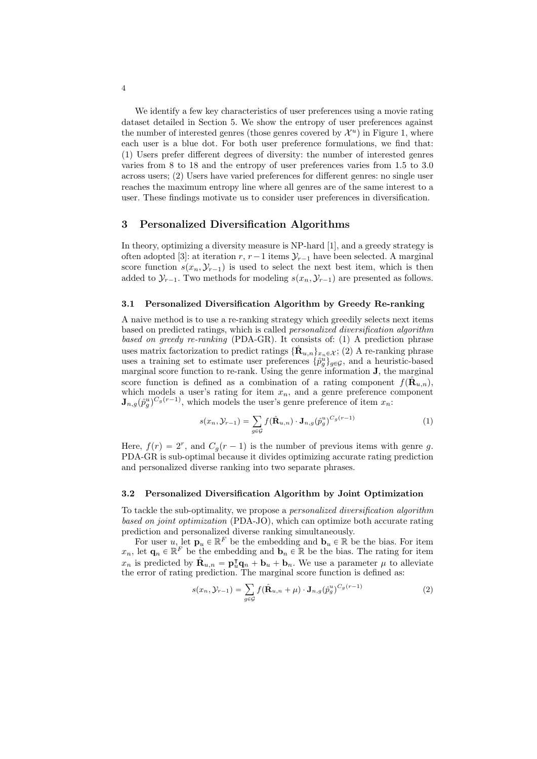We identify a few key characteristics of user preferences using a movie rating dataset detailed in Section 5. We show the entropy of user preferences against the number of interested genres (those genres covered by $\mathcal{X}^u$) in Figure 1, where each user is a blue dot. For both user preference formulations, we find that: (1) Users prefer different degrees of diversity: the number of interested genres varies from 8 to 18 and the entropy of user preferences varies from 1.5 to 3.0 across users; (2) Users have varied preferences for different genres: no single user reaches the maximum entropy line where all genres are of the same interest to a user. These findings motivate us to consider user preferences in diversification.

## 3 Personalized Diversification Algorithms

In theory, optimizing a diversity measure is NP-hard [1], and a greedy strategy is often adopted [3]: at iteration $r$, $r-1$ items $\mathcal{Y}_{r-1}$ have been selected. A marginal score function $s(x_n, \mathcal{Y}_{r-1})$ is used to select the next best item, which is then added to $\mathcal{Y}_{r-1}$. Two methods for modeling $s(x_n, \mathcal{Y}_{r-1})$ are presented as follows.

### 3.1 Personalized Diversification Algorithm by Greedy Re-ranking

A naive method is to use a re-ranking strategy which greedily selects next items based on predicted ratings, which is called *personalized diversification algorithm based on greedy re-ranking* (PDA-GR). It consists of: (1) A prediction phrase uses matrix factorization to predict ratings $\{\hat{\mathbf{R}}_{u,n}\}_{x_n \in \mathcal{X}}$; (2) A re-ranking phrase uses a training set to estimate user preferences $\{\hat{p}_g^u\}_{g \in \mathcal{G}}$, and a heuristic-based marginal score function to re-rank. Using the genre information $\mathbf{J}$, the marginal score function is defined as a combination of a rating component $f(\hat{\mathbf{R}}_{u,n})$, which models a user's rating for item $x_n$, and a genre preference component $\mathbf{J}_{n,g}(\hat{p}_g^u)^{C_g(r-1)}$, which models the user's genre preference of item $x_n$:

$$s(x_n, \mathcal{Y}_{r-1}) = \sum_{g \in \mathcal{G}} f(\hat{\mathbf{R}}_{u,n}) \cdot \mathbf{J}_{n,g}(\hat{p}_g^u)^{C_g(r-1)} \tag{1}$$

Here, $f(r) = 2^r$, and $C_g(r-1)$ is the number of previous items with genre $g$. PDA-GR is sub-optimal because it divides optimizing accurate rating prediction and personalized diverse ranking into two separate phrases.

### 3.2 Personalized Diversification Algorithm by Joint Optimization

To tackle the sub-optimality, we propose a *personalized diversification algorithm based on joint optimization* (PDA-JO), which can optimize both accurate rating prediction and personalized diverse ranking simultaneously.

For user $u$, let $\mathbf{p}_u \in \mathbb{R}^F$ be the embedding and $\mathbf{b}_u \in \mathbb{R}$ be the bias. For item $x_n$, let $\mathbf{q}_n \in \mathbb{R}^F$ be the embedding and $\mathbf{b}_n \in \mathbb{R}$ be the bias. The rating for item $x_n$ is predicted by $\hat{\mathbf{R}}_{u,n} = \mathbf{p}_u^\intercal \mathbf{q}_n + \mathbf{b}_u + \mathbf{b}_n$. We use a parameter $\mu$ to alleviate the error of rating prediction. The marginal score function is defined as:

$$s(x_n, \mathcal{Y}_{r-1}) = \sum_{g \in \mathcal{G}} f(\hat{\mathbf{R}}_{u,n} + \mu) \cdot \mathbf{J}_{n,g}(\hat{p}_g^u)^{C_g(r-1)} \tag{2}$$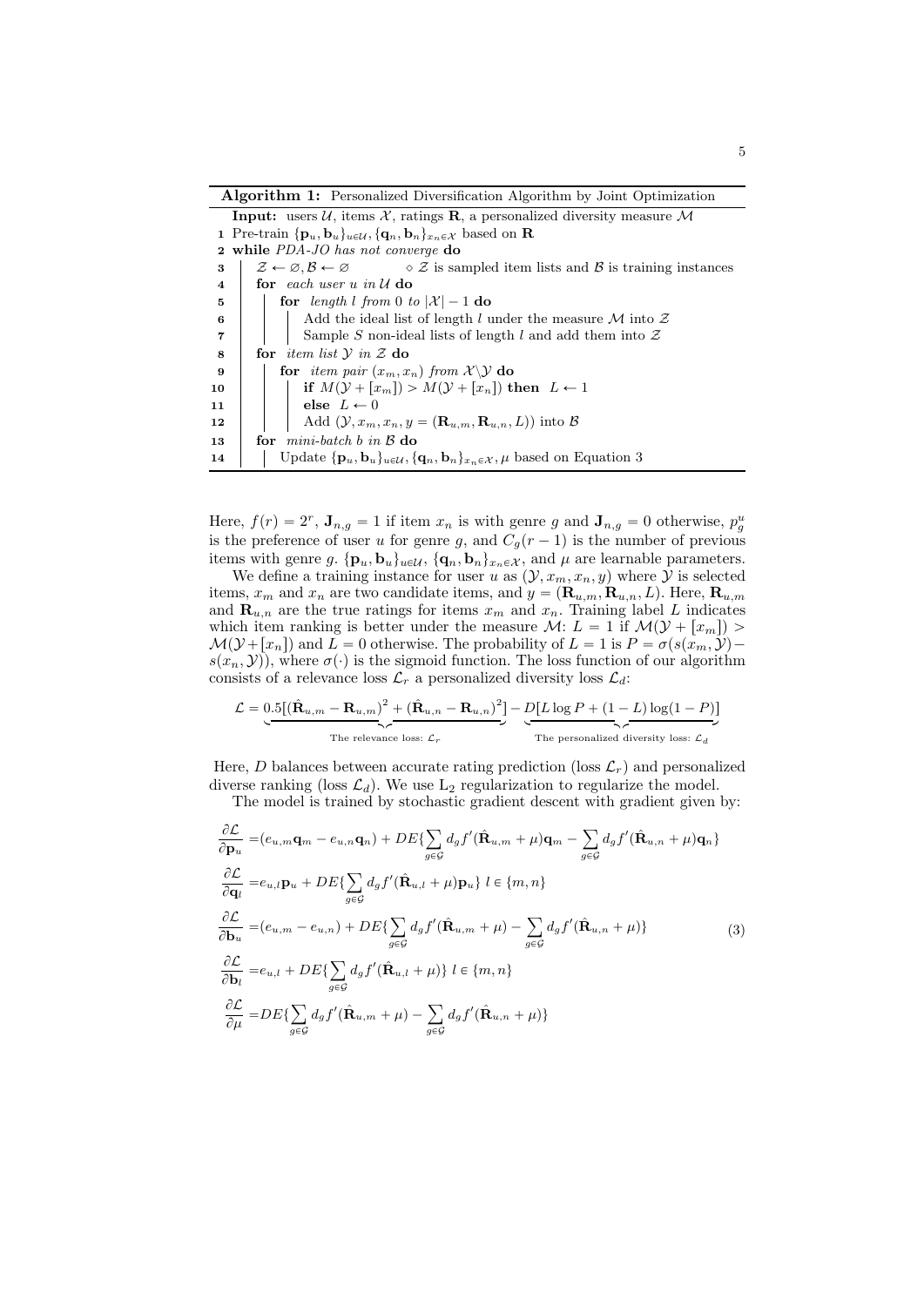**Algorithm 1:** Personalized Diversification Algorithm by Joint Optimization

```
   Input: users U, items X, ratings R, a personalized diversity measure M
1  Pre-train {p_u, b_u}_{u∈U}, {q_n, b_n}_{x_n∈X} based on R
2  while PDA-JO has not converge do
3      Z ← ∅, B ← ∅          ◇ Z is sampled item lists and B is training instances
4      for each user u in U do
5          for length l from 0 to |X| − 1 do
6              Add the ideal list of length l under the measure M into Z
7              Sample S non-ideal lists of length l and add them into Z
8      for item list Y in Z do
9          for item pair (x_m, x_n) from X\Y do
10             if M(Y + [x_m]) > M(Y + [x_n]) then L ← 1
11             else L ← 0
12             Add (Y, x_m, x_n, y = (R_{u,m}, R_{u,n}, L)) into B
13     for mini-batch b in B do
14         Update {p_u, b_u}_{u∈U}, {q_n, b_n}_{x_n∈X}, μ based on Equation 3
```

Here, $f(r) = 2^r$, $\mathbf{J}_{n,g} = 1$ if item $x_n$ is with genre $g$ and $\mathbf{J}_{n,g} = 0$ otherwise, $p_g^u$ is the preference of user $u$ for genre $g$, and $C_g(r-1)$ is the number of previous items with genre $g$. $\{\mathbf{p}_u, \mathbf{b}_u\}_{u \in \mathcal{U}}$, $\{\mathbf{q}_n, \mathbf{b}_n\}_{x_n \in \mathcal{X}}$, and $\mu$ are learnable parameters.

We define a training instance for user $u$ as $(\mathcal{Y}, x_m, x_n, y)$ where $\mathcal{Y}$ is selected items, $x_m$ and $x_n$ are two candidate items, and $y = (\mathbf{R}_{u,m}, \mathbf{R}_{u,n}, L)$. Here, $\mathbf{R}_{u,m}$ and $\mathbf{R}_{u,n}$ are the true ratings for items $x_m$ and $x_n$. Training label $L$ indicates which item ranking is better under the measure $\mathcal{M}$: $L = 1$ if $\mathcal{M}(\mathcal{Y} + [x_m]) > \mathcal{M}(\mathcal{Y} + [x_n])$ and $L = 0$ otherwise. The probability of $L = 1$ is $P = \sigma(s(x_m, \mathcal{Y}) - s(x_n, \mathcal{Y}))$, where $\sigma(\cdot)$ is the sigmoid function. The loss function of our algorithm consists of a relevance loss $\mathcal{L}_r$ a personalized diversity loss $\mathcal{L}_d$:

$$\mathcal{L} = \underbrace{0.5[(\hat{\mathbf{R}}_{u,m} - \mathbf{R}_{u,m})^2 + (\hat{\mathbf{R}}_{u,n} - \mathbf{R}_{u,n})^2]}_{\text{The relevance loss: } \mathcal{L}_r} - \underbrace{D[L \log P + (1-L)\log(1-P)]}_{\text{The personalized diversity loss: } \mathcal{L}_d}$$

Here, $D$ balances between accurate rating prediction (loss $\mathcal{L}_r$) and personalized diverse ranking (loss $\mathcal{L}_d$). We use $\text{L}_2$ regularization to regularize the model.

The model is trained by stochastic gradient descent with gradient given by:

$$\begin{aligned}
\frac{\partial \mathcal{L}}{\partial \mathbf{p}_u} &= (e_{u,m}\mathbf{q}_m - e_{u,n}\mathbf{q}_n) + DE\{\sum_{g \in \mathcal{G}} d_g f'(\hat{\mathbf{R}}_{u,m} + \mu)\mathbf{q}_m - \sum_{g \in \mathcal{G}} d_g f'(\hat{\mathbf{R}}_{u,n} + \mu)\mathbf{q}_n\} \\
\frac{\partial \mathcal{L}}{\partial \mathbf{q}_l} &= e_{u,l}\mathbf{p}_u + DE\{\sum_{g \in \mathcal{G}} d_g f'(\hat{\mathbf{R}}_{u,l} + \mu)\mathbf{p}_u\} \; l \in \{m, n\} \\
\frac{\partial \mathcal{L}}{\partial \mathbf{b}_u} &= (e_{u,m} - e_{u,n}) + DE\{\sum_{g \in \mathcal{G}} d_g f'(\hat{\mathbf{R}}_{u,m} + \mu) - \sum_{g \in \mathcal{G}} d_g f'(\hat{\mathbf{R}}_{u,n} + \mu)\} \\
\frac{\partial \mathcal{L}}{\partial \mathbf{b}_l} &= e_{u,l} + DE\{\sum_{g \in \mathcal{G}} d_g f'(\hat{\mathbf{R}}_{u,l} + \mu)\} \; l \in \{m, n\} \\
\frac{\partial \mathcal{L}}{\partial \mu} &= DE\{\sum_{g \in \mathcal{G}} d_g f'(\hat{\mathbf{R}}_{u,m} + \mu) - \sum_{g \in \mathcal{G}} d_g f'(\hat{\mathbf{R}}_{u,n} + \mu)\}
\end{aligned} \tag{3}$$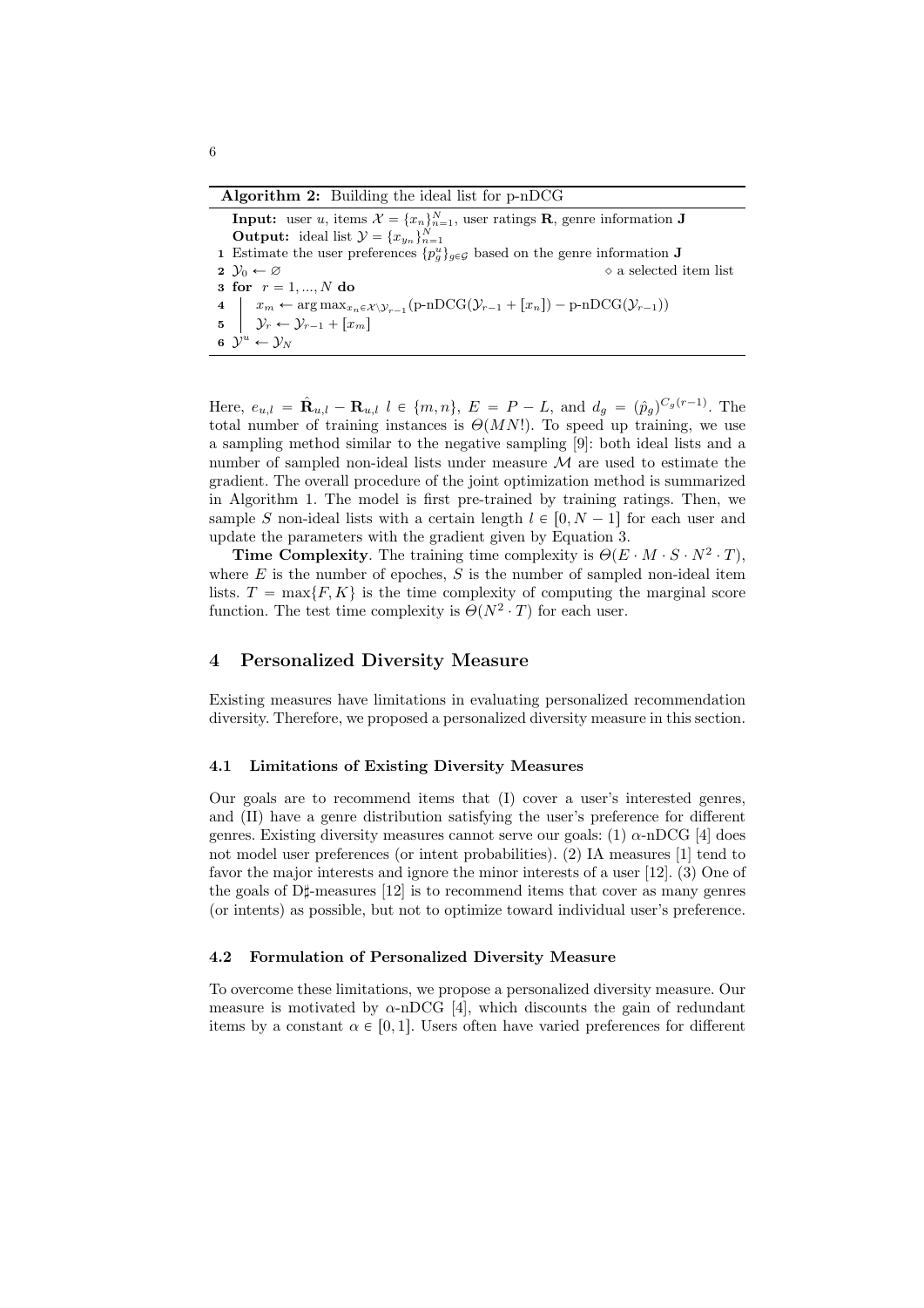**Algorithm 2:** Building the ideal list for p-nDCG

**Input:** user $u$, items $\mathcal{X} = \{x_n\}_{n=1}^N$, user ratings $\mathbf{R}$, genre information $\mathbf{J}$
**Output:** ideal list $\mathcal{Y} = \{x_{y_n}\}_{n=1}^N$

1. Estimate the user preferences $\{p_g^u\}_{g \in \mathcal{G}}$ based on the genre information $\mathbf{J}$
2. $\mathcal{Y}_0 \leftarrow \varnothing$ $\quad\diamond$ a selected item list
3. **for** $r = 1, ..., N$ **do**
4. $\quad x_m \leftarrow \arg\max_{x_n \in \mathcal{X} \setminus \mathcal{Y}_{r-1}} (\text{p-nDCG}(\mathcal{Y}_{r-1} + [x_n]) - \text{p-nDCG}(\mathcal{Y}_{r-1}))$
5. $\quad \mathcal{Y}_r \leftarrow \mathcal{Y}_{r-1} + [x_m]$
6. $\mathcal{Y}^u \leftarrow \mathcal{Y}_N$

Here, $e_{u,l} = \hat{\mathbf{R}}_{u,l} - \mathbf{R}_{u,l}$ $l \in \{m, n\}$, $E = P - L$, and $d_g = (\hat{p}_g)^{C_g(r-1)}$. The total number of training instances is $\Theta(MN!)$. To speed up training, we use a sampling method similar to the negative sampling [9]: both ideal lists and a number of sampled non-ideal lists under measure $\mathcal{M}$ are used to estimate the gradient. The overall procedure of the joint optimization method is summarized in Algorithm 1. The model is first pre-trained by training ratings. Then, we sample $S$ non-ideal lists with a certain length $l \in [0, N-1]$ for each user and update the parameters with the gradient given by Equation 3.

**Time Complexity**. The training time complexity is $\Theta(E \cdot M \cdot S \cdot N^2 \cdot T)$, where $E$ is the number of epoches, $S$ is the number of sampled non-ideal item lists. $T = \max\{F, K\}$ is the time complexity of computing the marginal score function. The test time complexity is $\Theta(N^2 \cdot T)$ for each user.

## 4 Personalized Diversity Measure

Existing measures have limitations in evaluating personalized recommendation diversity. Therefore, we proposed a personalized diversity measure in this section.

### 4.1 Limitations of Existing Diversity Measures

Our goals are to recommend items that (I) cover a user's interested genres, and (II) have a genre distribution satisfying the user's preference for different genres. Existing diversity measures cannot serve our goals: (1) $\alpha$-nDCG [4] does not model user preferences (or intent probabilities). (2) IA measures [1] tend to favor the major interests and ignore the minor interests of a user [12]. (3) One of the goals of D♯-measures [12] is to recommend items that cover as many genres (or intents) as possible, but not to optimize toward individual user's preference.

### 4.2 Formulation of Personalized Diversity Measure

To overcome these limitations, we propose a personalized diversity measure. Our measure is motivated by $\alpha$-nDCG [4], which discounts the gain of redundant items by a constant $\alpha \in [0, 1]$. Users often have varied preferences for different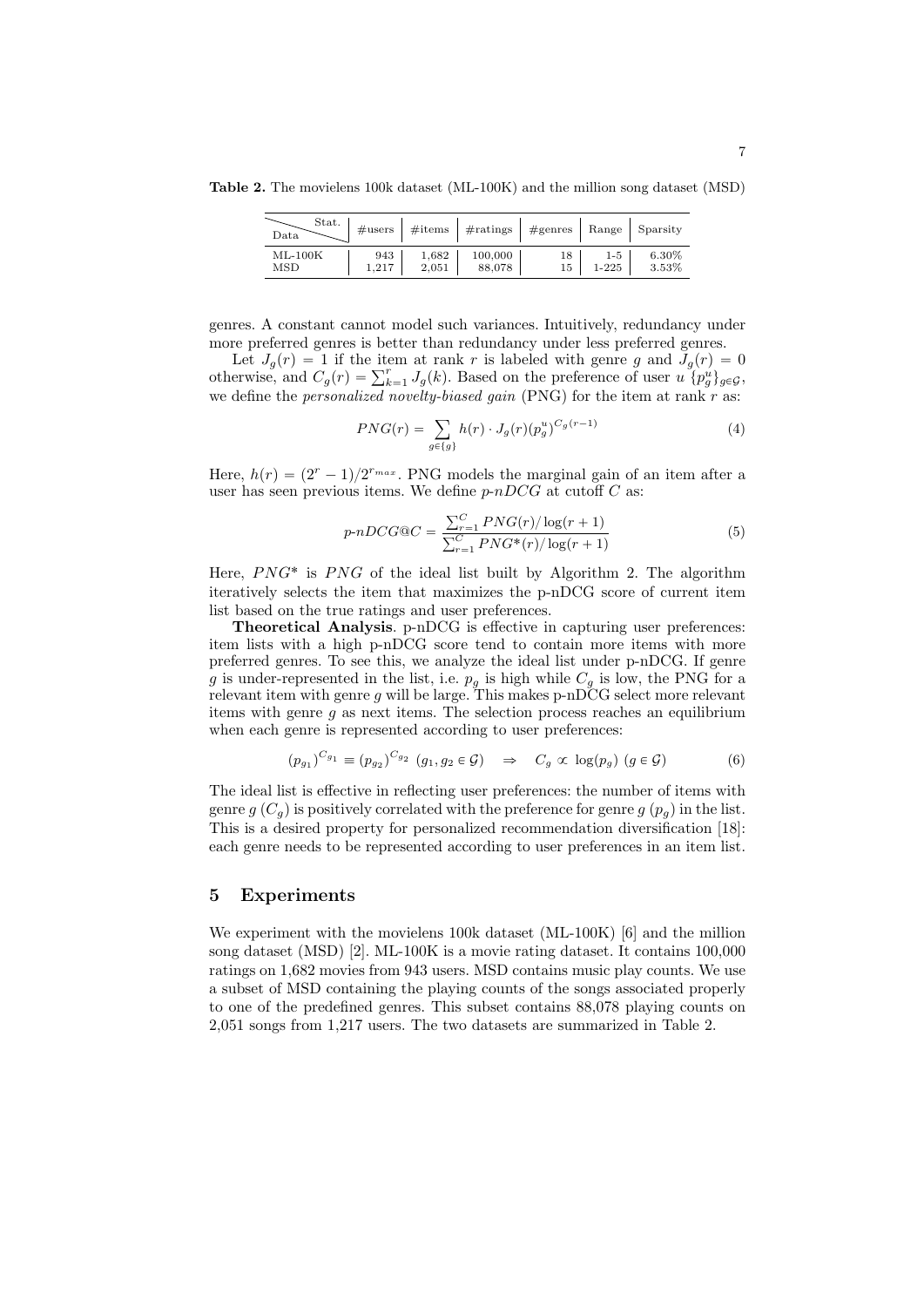**Table 2.** The movielens 100k dataset (ML-100K) and the million song dataset (MSD)

| Data \ Stat. | #users | #items | #ratings | #genres | Range | Sparsity |
|---|---|---|---|---|---|---|
| ML-100K | 943 | 1,682 | 100,000 | 18 | 1-5 | 6.30% |
| MSD | 1,217 | 2,051 | 88,078 | 15 | 1-225 | 3.53% |

genres. A constant cannot model such variances. Intuitively, redundancy under more preferred genres is better than redundancy under less preferred genres.

Let $J_g(r) = 1$ if the item at rank $r$ is labeled with genre $g$ and $J_g(r) = 0$ otherwise, and $C_g(r) = \sum_{k=1}^{r} J_g(k)$. Based on the preference of user $u$ $\{p_g^u\}_{g \in \mathcal{G}}$, we define the *personalized novelty-biased gain* (PNG) for the item at rank $r$ as:

$$PNG(r) = \sum_{g \in \{g\}} h(r) \cdot J_g(r)(p_g^u)^{C_g(r-1)} \tag{4}$$

Here, $h(r) = (2^r - 1)/2^{r_{max}}$. PNG models the marginal gain of an item after a user has seen previous items. We define *p-nDCG* at cutoff $C$ as:

$$p\text{-}nDCG@C = \frac{\sum_{r=1}^{C} PNG(r)/\log(r+1)}{\sum_{r=1}^{C} PNG^*(r)/\log(r+1)} \tag{5}$$

Here, $PNG^*$ is $PNG$ of the ideal list built by Algorithm 2. The algorithm iteratively selects the item that maximizes the p-nDCG score of current item list based on the true ratings and user preferences.

**Theoretical Analysis**. p-nDCG is effective in capturing user preferences: item lists with a high p-nDCG score tend to contain more items with more preferred genres. To see this, we analyze the ideal list under p-nDCG. If genre $g$ is under-represented in the list, i.e. $p_g$ is high while $C_g$ is low, the PNG for a relevant item with genre $g$ will be large. This makes p-nDCG select more relevant items with genre $g$ as next items. The selection process reaches an equilibrium when each genre is represented according to user preferences:

$$(p_{g_1})^{C_{g_1}} \equiv (p_{g_2})^{C_{g_2}} \ (g_1, g_2 \in \mathcal{G}) \quad \Rightarrow \quad C_g \propto \log(p_g) \ (g \in \mathcal{G}) \tag{6}$$

The ideal list is effective in reflecting user preferences: the number of items with genre $g$ ($C_g$) is positively correlated with the preference for genre $g$ ($p_g$) in the list. This is a desired property for personalized recommendation diversification [18]: each genre needs to be represented according to user preferences in an item list.

## 5 Experiments

We experiment with the movielens 100k dataset (ML-100K) [6] and the million song dataset (MSD) [2]. ML-100K is a movie rating dataset. It contains 100,000 ratings on 1,682 movies from 943 users. MSD contains music play counts. We use a subset of MSD containing the playing counts of the songs associated properly to one of the predefined genres. This subset contains 88,078 playing counts on 2,051 songs from 1,217 users. The two datasets are summarized in Table 2.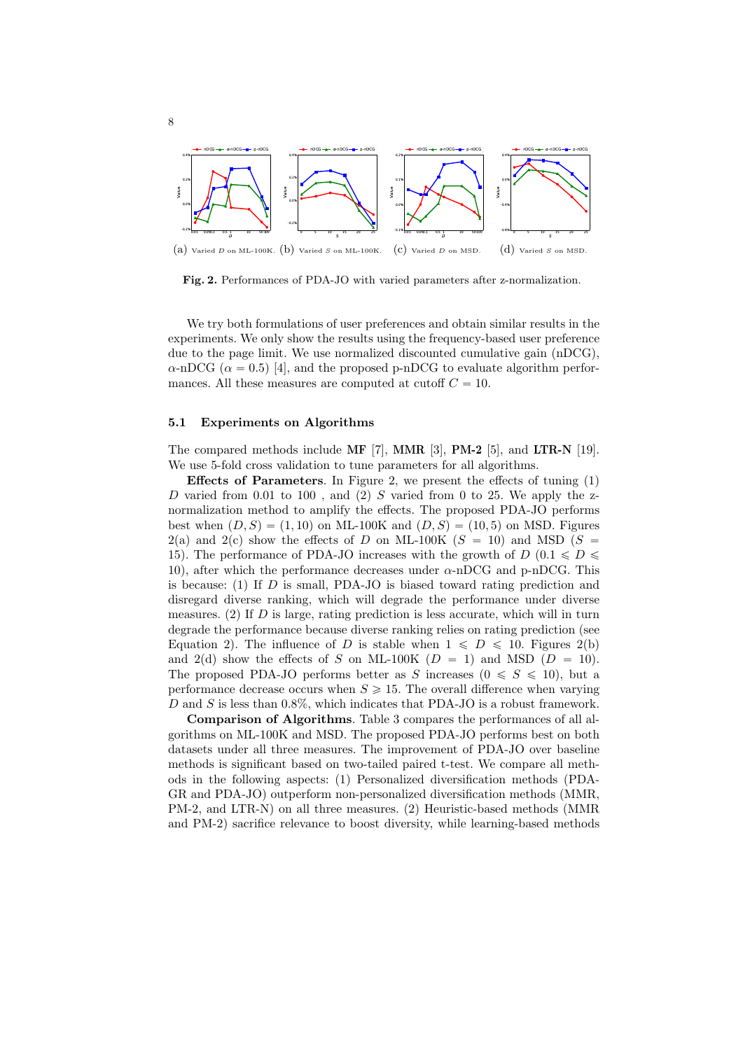(a) Varied $D$ on ML-100K. (b) Varied $S$ on ML-100K. (c) Varied $D$ on MSD. (d) Varied $S$ on MSD.

**Fig. 2.** Performances of PDA-JO with varied parameters after z-normalization.

We try both formulations of user preferences and obtain similar results in the experiments. We only show the results using the frequency-based user preference due to the page limit. We use normalized discounted cumulative gain (nDCG), $\alpha$-nDCG ($\alpha = 0.5$) [4], and the proposed p-nDCG to evaluate algorithm performances. All these measures are computed at cutoff $C = 10$.

### 5.1 Experiments on Algorithms

The compared methods include **MF** [7], **MMR** [3], **PM-2** [5], and **LTR-N** [19]. We use 5-fold cross validation to tune parameters for all algorithms.

**Effects of Parameters**. In Figure 2, we present the effects of tuning (1) $D$ varied from 0.01 to 100 , and (2) $S$ varied from 0 to 25. We apply the z-normalization method to amplify the effects. The proposed PDA-JO performs best when $(D, S) = (1, 10)$ on ML-100K and $(D, S) = (10, 5)$ on MSD. Figures 2(a) and 2(c) show the effects of $D$ on ML-100K ($S = 10$) and MSD ($S = 15$). The performance of PDA-JO increases with the growth of $D$ ($0.1 \leqslant D \leqslant 10$), after which the performance decreases under $\alpha$-nDCG and p-nDCG. This is because: (1) If $D$ is small, PDA-JO is biased toward rating prediction and disregard diverse ranking, which will degrade the performance under diverse measures. (2) If $D$ is large, rating prediction is less accurate, which will in turn degrade the performance because diverse ranking relies on rating prediction (see Equation 2). The influence of $D$ is stable when $1 \leqslant D \leqslant 10$. Figures 2(b) and 2(d) show the effects of $S$ on ML-100K ($D = 1$) and MSD ($D = 10$). The proposed PDA-JO performs better as $S$ increases ($0 \leqslant S \leqslant 10$), but a performance decrease occurs when $S \geqslant 15$. The overall difference when varying $D$ and $S$ is less than 0.8%, which indicates that PDA-JO is a robust framework.

**Comparison of Algorithms**. Table 3 compares the performances of all algorithms on ML-100K and MSD. The proposed PDA-JO performs best on both datasets under all three measures. The improvement of PDA-JO over baseline methods is significant based on two-tailed paired t-test. We compare all methods in the following aspects: (1) Personalized diversification methods (PDA-GR and PDA-JO) outperform non-personalized diversification methods (MMR, PM-2, and LTR-N) on all three measures. (2) Heuristic-based methods (MMR and PM-2) sacrifice relevance to boost diversity, while learning-based methods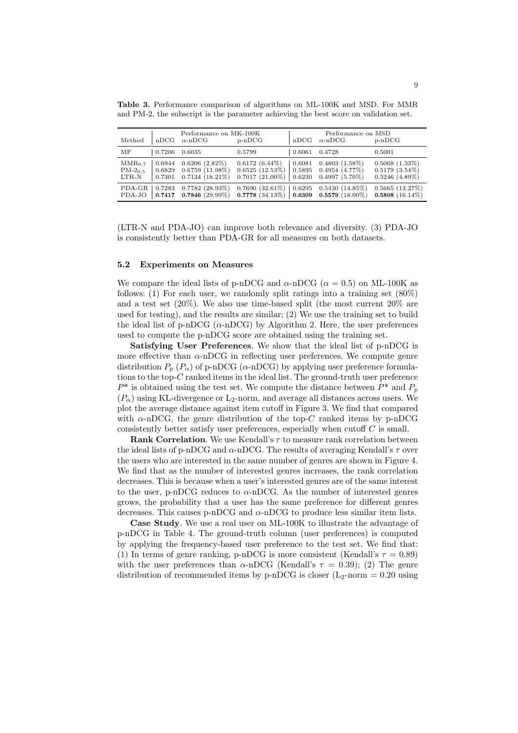**Table 3.** Performance comparison of algorithms on ML-100K and MSD. For MMR and PM-2, the subscript is the parameter achieving the best score on validation set.

| Method | Performance on MK-100K | | | Performance on MSD | | |
|---|---|---|---|---|---|---|
| | nDCG | $\alpha$-nDCG | p-nDCG | nDCG | $\alpha$-nDCG | p-nDCG |
| MF | 0.7206 | 0.6035 | 0.5799 | 0.6061 | 0.4728 | 0.5001 |
| $\text{MMR}_{0.7}$ | 0.6944 | 0.6206 (2.82%) | 0.6172 (6.44%) | 0.6081 | 0.4803 (1.58%) | 0.5068 (1.33%) |
| $\text{PM-2}_{0.5}$ | 0.6829 | 0.6759 (11.98%) | 0.6525 (12.53%) | 0.5895 | 0.4954 (4.77%) | 0.5179 (3.54%) |
| LTR-N | 0.7301 | 0.7134 (18.21%) | 0.7017 (21.00%) | 0.6230 | 0.4997 (5.70%) | 0.5246 (4.89%) |
| PDA-GR | 0.7283 | 0.7782 (28.93%) | 0.7690 (32.61%) | 0.6295 | 0.5430 (14.85%) | 0.5665 (13.27%) |
| PDA-JO | **0.7417** | **0.7846** (29.99%) | **0.7778** (34.13%) | **0.6309** | **0.5579** (18.00%) | **0.5808** (16.14%) |

(LTR-N and PDA-JO) can improve both relevance and diversity. (3) PDA-JO is consistently better than PDA-GR for all measures on both datasets.

### 5.2 Experiments on Measures

We compare the ideal lists of p-nDCG and $\alpha$-nDCG ($\alpha = 0.5$) on ML-100K as follows: (1) For each user, we randomly split ratings into a training set (80%) and a test set (20%). We also use time-based split (the most current 20% are used for testing), and the results are similar; (2) We use the training set to build the ideal list of p-nDCG ($\alpha$-nDCG) by Algorithm 2. Here, the user preferences used to compute the p-nDCG score are obtained using the training set.

**Satisfying User Preferences**. We show that the ideal list of p-nDCG is more effective than $\alpha$-nDCG in reflecting user preferences. We compute genre distribution $P_p$ ($P_\alpha$) of p-nDCG ($\alpha$-nDCG) by applying user preference formulations to the top-$C$ ranked items in the ideal list. The ground-truth user preference $P^*$ is obtained using the test set. We compute the distance between $P^*$ and $P_p$ ($P_\alpha$) using KL-divergence or $\text{L}_2$-norm, and average all distances across users. We plot the average distance against item cutoff in Figure 3. We find that compared with $\alpha$-nDCG, the genre distribution of the top-$C$ ranked items by p-nDCG consistently better satisfy user preferences, especially when cutoff $C$ is small.

**Rank Correlation**. We use Kendall's $\tau$ to measure rank correlation between the ideal lists of p-nDCG and $\alpha$-nDCG. The results of averaging Kendall's $\tau$ over the users who are interested in the same number of genres are shown in Figure 4. We find that as the number of interested genres increases, the rank correlation decreases. This is because when a user's interested genres are of the same interest to the user, p-nDCG reduces to $\alpha$-nDCG. As the number of interested genres grows, the probability that a user has the same preference for different genres decreases. This causes p-nDCG and $\alpha$-nDCG to produce less similar item lists.

**Case Study**. We use a real user on ML-100K to illustrate the advantage of p-nDCG in Table 4. The ground-truth column (user preferences) is computed by applying the frequency-based user preference to the test set. We find that: (1) In terms of genre ranking, p-nDCG is more consistent (Kendall's $\tau = 0.89$) with the user preferences than $\alpha$-nDCG (Kendall's $\tau = 0.39$); (2) The genre distribution of recommended items by p-nDCG is closer ($\text{L}_2$-norm $= 0.20$ using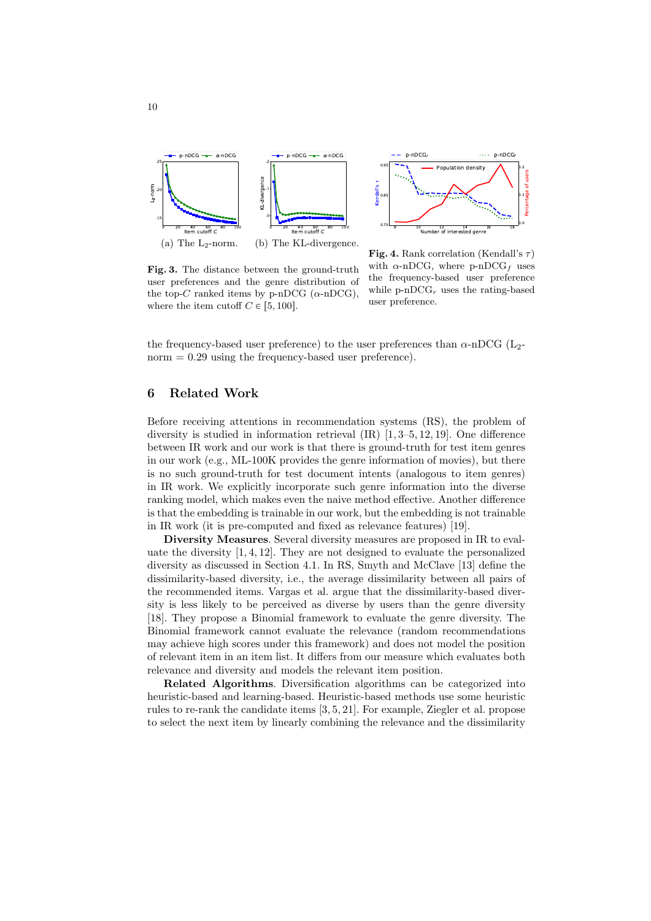(a) The $L_2$-norm. (b) The KL-divergence.

**Fig. 3.** The distance between the ground-truth user preferences and the genre distribution of the top-$C$ ranked items by p-nDCG ($\alpha$-nDCG), where the item cutoff $C \in [5, 100]$.

**Fig. 4.** Rank correlation (Kendall's $\tau$) with $\alpha$-nDCG, where p-nDCG$_f$ uses the frequency-based user preference while p-nDCG$_r$ uses the rating-based user preference.

the frequency-based user preference) to the user preferences than $\alpha$-nDCG ($L_2$-norm $= 0.29$ using the frequency-based user preference).

## 6 Related Work

Before receiving attentions in recommendation systems (RS), the problem of diversity is studied in information retrieval (IR) [1, 3–5, 12, 19]. One difference between IR work and our work is that there is ground-truth for test item genres in our work (e.g., ML-100K provides the genre information of movies), but there is no such ground-truth for test document intents (analogous to item genres) in IR work. We explicitly incorporate such genre information into the diverse ranking model, which makes even the naive method effective. Another difference is that the embedding is trainable in our work, but the embedding is not trainable in IR work (it is pre-computed and fixed as relevance features) [19].

**Diversity Measures**. Several diversity measures are proposed in IR to evaluate the diversity [1, 4, 12]. They are not designed to evaluate the personalized diversity as discussed in Section 4.1. In RS, Smyth and McClave [13] define the dissimilarity-based diversity, i.e., the average dissimilarity between all pairs of the recommended items. Vargas et al. argue that the dissimilarity-based diversity is less likely to be perceived as diverse by users than the genre diversity [18]. They propose a Binomial framework to evaluate the genre diversity. The Binomial framework cannot evaluate the relevance (random recommendations may achieve high scores under this framework) and does not model the position of relevant item in an item list. It differs from our measure which evaluates both relevance and diversity and models the relevant item position.

**Related Algorithms**. Diversification algorithms can be categorized into heuristic-based and learning-based. Heuristic-based methods use some heuristic rules to re-rank the candidate items [3, 5, 21]. For example, Ziegler et al. propose to select the next item by linearly combining the relevance and the dissimilarity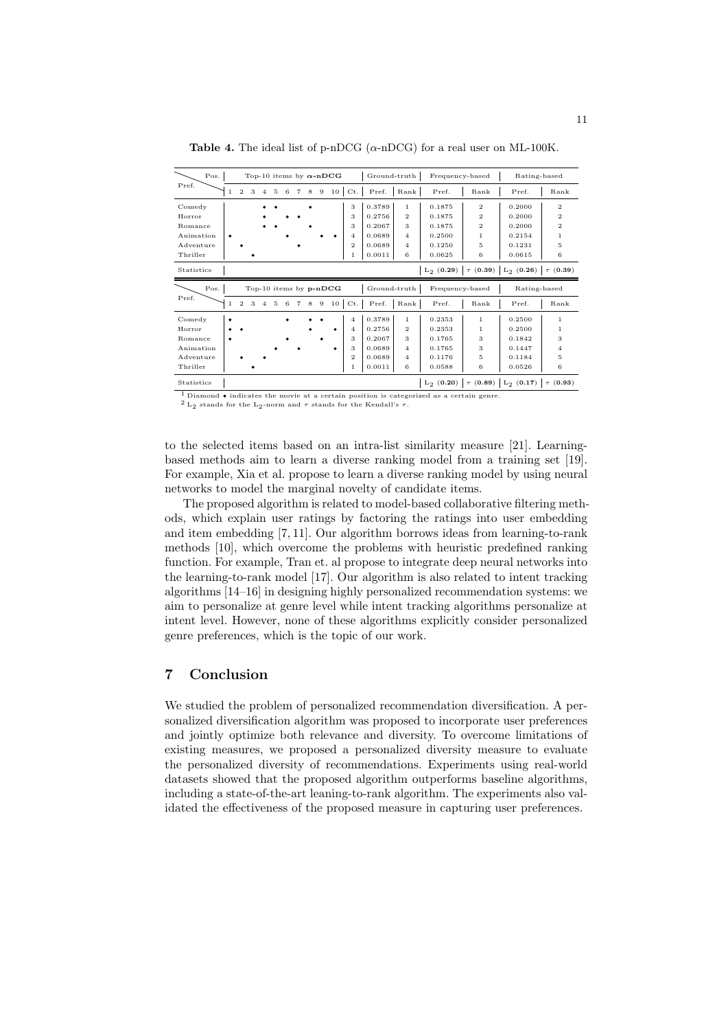**Table 4.** The ideal list of p-nDCG ($\alpha$-nDCG) for a real user on ML-100K.

| Pref. \ Pos. | Top-10 items by **$\alpha$-nDCG** | | | | | | | | | | | Ground-truth | | Frequency-based | | Rating-based | |
|---|---|---|---|---|---|---|---|---|---|---|---|---|---|---|---|---|---|
| | 1 | 2 | 3 | 4 | 5 | 6 | 7 | 8 | 9 | 10 | Ct. | Pref. | Rank | Pref. | Rank | Pref. | Rank |
| Comedy | | | | ◆ | ◆ | | | ◆ | | | 3 | 0.3789 | 1 | 0.1875 | 2 | 0.2000 | 2 |
| Horror | | | | ◆ | | ◆ | ◆ | | | | 3 | 0.2756 | 2 | 0.1875 | 2 | 0.2000 | 2 |
| Romance | | | | ◆ | ◆ | | | ◆ | | | 3 | 0.2067 | 3 | 0.1875 | 2 | 0.2000 | 2 |
| Animation | ◆ | | | | | ◆ | | | ◆ | ◆ | 4 | 0.0689 | 4 | 0.2500 | 1 | 0.2154 | 1 |
| Adventure | | ◆ | | | | | ◆ | | | | 2 | 0.0689 | 4 | 0.1250 | 5 | 0.1231 | 5 |
| Thriller | | | ◆ | | | | | | | | 1 | 0.0011 | 6 | 0.0625 | 6 | 0.0615 | 6 |
| Statistics | | | | | | | | | | | | | | $L_2$ (**0.29**) | $\tau$ (**0.39**) | $L_2$ (**0.26**) | $\tau$ (**0.39**) |

| Pref. \ Pos. | Top-10 items by **p-nDCG** | | | | | | | | | | | Ground-truth | | Frequency-based | | Rating-based | |
|---|---|---|---|---|---|---|---|---|---|---|---|---|---|---|---|---|---|
| | 1 | 2 | 3 | 4 | 5 | 6 | 7 | 8 | 9 | 10 | Ct. | Pref. | Rank | Pref. | Rank | Pref. | Rank |
| Comedy | ◆ | | | | | ◆ | | ◆ | ◆ | | 4 | 0.3789 | 1 | 0.2353 | 1 | 0.2500 | 1 |
| Horror | ◆ | ◆ | | | | | | ◆ | | ◆ | 4 | 0.2756 | 2 | 0.2353 | 1 | 0.2500 | 1 |
| Romance | ◆ | | | | | ◆ | | | ◆ | | 3 | 0.2067 | 3 | 0.1765 | 3 | 0.1842 | 3 |
| Animation | | | | | ◆ | | ◆ | | | ◆ | 3 | 0.0689 | 4 | 0.1765 | 3 | 0.1447 | 4 |
| Adventure | | ◆ | | ◆ | | | | | | | 2 | 0.0689 | 4 | 0.1176 | 5 | 0.1184 | 5 |
| Thriller | | | ◆ | | | | | | | | 1 | 0.0011 | 6 | 0.0588 | 6 | 0.0526 | 6 |
| Statistics | | | | | | | | | | | | | | $L_2$ (**0.20**) | $\tau$ (**0.89**) | $L_2$ (**0.17**) | $\tau$ (**0.93**) |

[1] Diamond ◆ indicates the movie at a certain position is categorized as a certain genre.
[2] $L_2$ stands for the $L_2$-norm and $\tau$ stands for the Kendall's $\tau$.

to the selected items based on an intra-list similarity measure [21]. Learning-based methods aim to learn a diverse ranking model from a training set [19]. For example, Xia et al. propose to learn a diverse ranking model by using neural networks to model the marginal novelty of candidate items.

The proposed algorithm is related to model-based collaborative filtering methods, which explain user ratings by factoring the ratings into user embedding and item embedding [7, 11]. Our algorithm borrows ideas from learning-to-rank methods [10], which overcome the problems with heuristic predefined ranking function. For example, Tran et. al propose to integrate deep neural networks into the learning-to-rank model [17]. Our algorithm is also related to intent tracking algorithms [14–16] in designing highly personalized recommendation systems: we aim to personalize at genre level while intent tracking algorithms personalize at intent level. However, none of these algorithms explicitly consider personalized genre preferences, which is the topic of our work.

## 7 Conclusion

We studied the problem of personalized recommendation diversification. A personalized diversification algorithm was proposed to incorporate user preferences and jointly optimize both relevance and diversity. To overcome limitations of existing measures, we proposed a personalized diversity measure to evaluate the personalized diversity of recommendations. Experiments using real-world datasets showed that the proposed algorithm outperforms baseline algorithms, including a state-of-the-art leaning-to-rank algorithm. The experiments also validated the effectiveness of the proposed measure in capturing user preferences.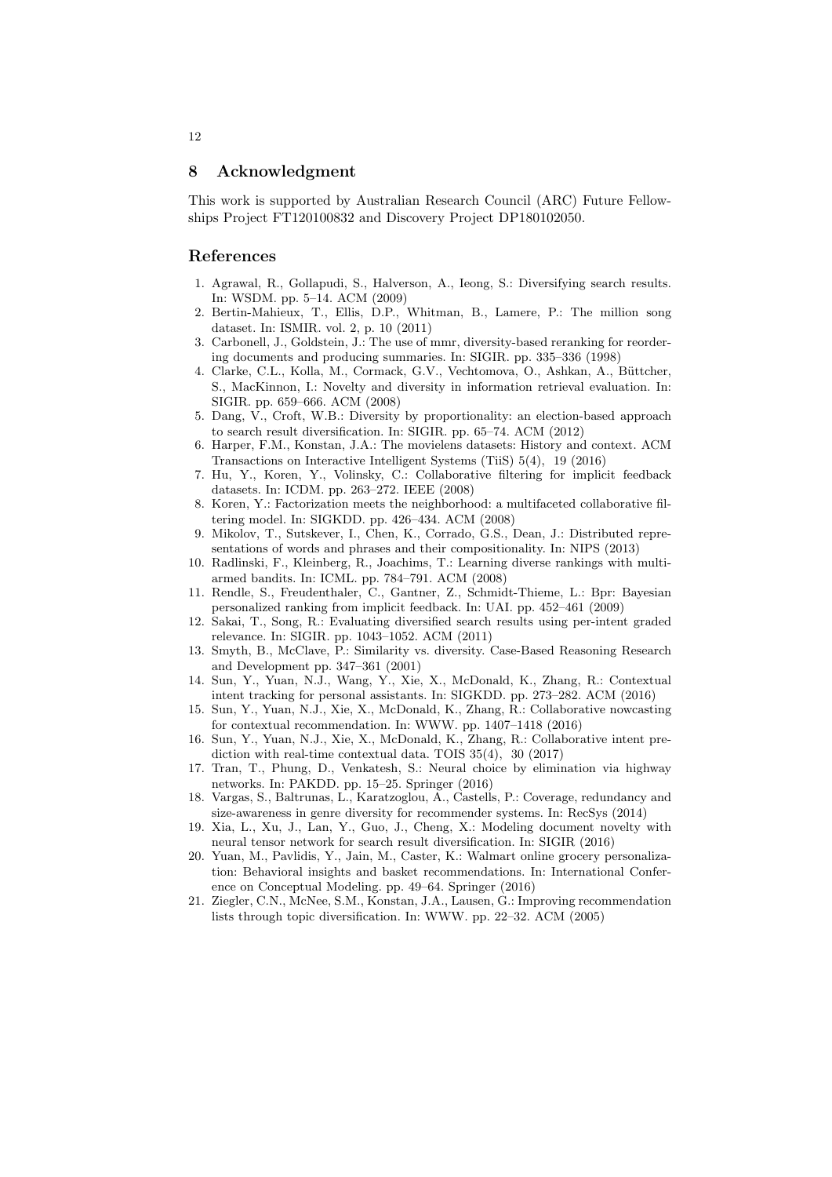## 8 Acknowledgment

This work is supported by Australian Research Council (ARC) Future Fellowships Project FT120100832 and Discovery Project DP180102050.

## References

1. Agrawal, R., Gollapudi, S., Halverson, A., Ieong, S.: Diversifying search results. In: WSDM. pp. 5–14. ACM (2009)
2. Bertin-Mahieux, T., Ellis, D.P., Whitman, B., Lamere, P.: The million song dataset. In: ISMIR. vol. 2, p. 10 (2011)
3. Carbonell, J., Goldstein, J.: The use of mmr, diversity-based reranking for reordering documents and producing summaries. In: SIGIR. pp. 335–336 (1998)
4. Clarke, C.L., Kolla, M., Cormack, G.V., Vechtomova, O., Ashkan, A., Büttcher, S., MacKinnon, I.: Novelty and diversity in information retrieval evaluation. In: SIGIR. pp. 659–666. ACM (2008)
5. Dang, V., Croft, W.B.: Diversity by proportionality: an election-based approach to search result diversification. In: SIGIR. pp. 65–74. ACM (2012)
6. Harper, F.M., Konstan, J.A.: The movielens datasets: History and context. ACM Transactions on Interactive Intelligent Systems (TiiS) 5(4), 19 (2016)
7. Hu, Y., Koren, Y., Volinsky, C.: Collaborative filtering for implicit feedback datasets. In: ICDM. pp. 263–272. IEEE (2008)
8. Koren, Y.: Factorization meets the neighborhood: a multifaceted collaborative filtering model. In: SIGKDD. pp. 426–434. ACM (2008)
9. Mikolov, T., Sutskever, I., Chen, K., Corrado, G.S., Dean, J.: Distributed representations of words and phrases and their compositionality. In: NIPS (2013)
10. Radlinski, F., Kleinberg, R., Joachims, T.: Learning diverse rankings with multi-armed bandits. In: ICML. pp. 784–791. ACM (2008)
11. Rendle, S., Freudenthaler, C., Gantner, Z., Schmidt-Thieme, L.: Bpr: Bayesian personalized ranking from implicit feedback. In: UAI. pp. 452–461 (2009)
12. Sakai, T., Song, R.: Evaluating diversified search results using per-intent graded relevance. In: SIGIR. pp. 1043–1052. ACM (2011)
13. Smyth, B., McClave, P.: Similarity vs. diversity. Case-Based Reasoning Research and Development pp. 347–361 (2001)
14. Sun, Y., Yuan, N.J., Wang, Y., Xie, X., McDonald, K., Zhang, R.: Contextual intent tracking for personal assistants. In: SIGKDD. pp. 273–282. ACM (2016)
15. Sun, Y., Yuan, N.J., Xie, X., McDonald, K., Zhang, R.: Collaborative nowcasting for contextual recommendation. In: WWW. pp. 1407–1418 (2016)
16. Sun, Y., Yuan, N.J., Xie, X., McDonald, K., Zhang, R.: Collaborative intent prediction with real-time contextual data. TOIS 35(4), 30 (2017)
17. Tran, T., Phung, D., Venkatesh, S.: Neural choice by elimination via highway networks. In: PAKDD. pp. 15–25. Springer (2016)
18. Vargas, S., Baltrunas, L., Karatzoglou, A., Castells, P.: Coverage, redundancy and size-awareness in genre diversity for recommender systems. In: RecSys (2014)
19. Xia, L., Xu, J., Lan, Y., Guo, J., Cheng, X.: Modeling document novelty with neural tensor network for search result diversification. In: SIGIR (2016)
20. Yuan, M., Pavlidis, Y., Jain, M., Caster, K.: Walmart online grocery personalization: Behavioral insights and basket recommendations. In: International Conference on Conceptual Modeling. pp. 49–64. Springer (2016)
21. Ziegler, C.N., McNee, S.M., Konstan, J.A., Lausen, G.: Improving recommendation lists through topic diversification. In: WWW. pp. 22–32. ACM (2005)